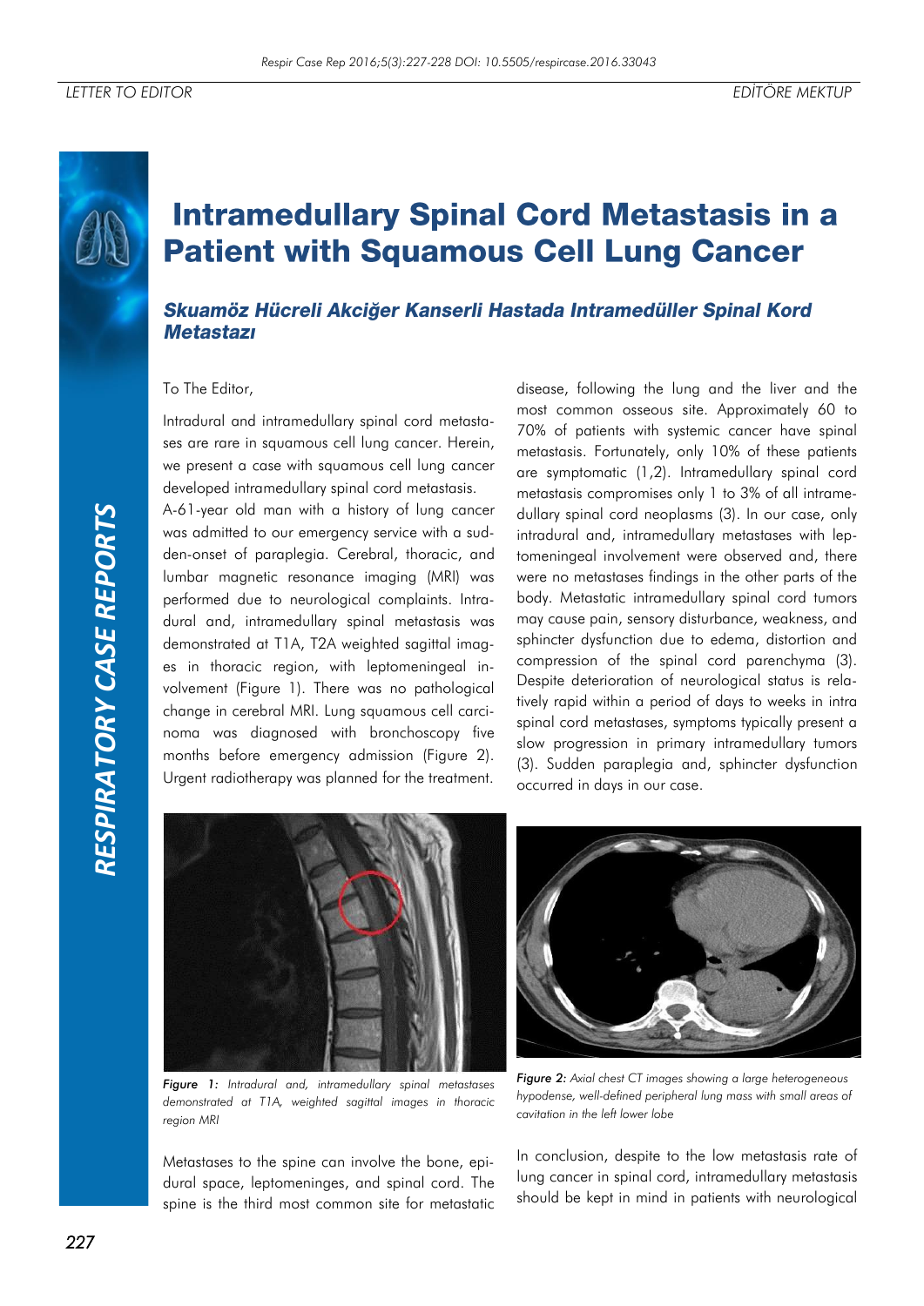LETTER TO EDITOR

EDİTÖRE MEKTUP

# Intramedullary Spinal Cord Metastasis in a Patient with Squamous Cell Lung Cancer

## *Skuamöz Hücreli Akciğer Kanserli Hastada Intramedüller Spinal Kord Metastazı*

To The Editor,

Intradural and intramedullary spinal cord metastases are rare in squamous cell lung cancer. Herein, we present a case with squamous cell lung cancer developed intramedullary spinal cord metastasis.

A-61-year old man with a history of lung cancer was admitted to our emergency service with a sudden-onset of paraplegia. Cerebral, thoracic, and lumbar magnetic resonance imaging (MRI) was performed due to neurological complaints. Intradural and, intramedullary spinal metastasis was demonstrated at T1A, T2A weighted sagittal images in thoracic region, with leptomeningeal involvement (Figure 1). There was no pathological change in cerebral MRI. Lung squamous cell carcinoma was diagnosed with bronchoscopy five months before emergency admission (Figure 2). Urgent radiotherapy was planned for the treatment.

*Figure 1: Intradural and, intramedullary spinal metastases demonstrated at T1A, weighted sagittal images in thoracic region MRI*

*Figure 2: Axial chest CT images showing a large heterogeneous hypodense, well-defined peripheral lung mass with small areas of cavitation in the left lower lobe*

Metastases to the spine can involve the bone, epidural space, leptomeninges, and spinal cord. The spine is the third most common site for metastatic disease, following the lung and the liver and the most common osseous site. Approximately 60 to 70% of patients with systemic cancer have spinal metastasis. Fortunately, only 10% of these patients are symptomatic (1,2). Intramedullary spinal cord metastasis compromises only 1 to 3% of all intramedullary spinal cord neoplasms (3). In our case, only intradural and, intramedullary metastases with leptomeningeal involvement were observed and, there were no metastases findings in the other parts of the body. Metastatic intramedullary spinal cord tumors may cause pain, sensory disturbance, weakness, and sphincter dysfunction due to edema, distortion and compression of the spinal cord parenchyma (3). Despite deterioration of neurological status is relatively rapid within a period of days to weeks in intra spinal cord metastases, symptoms typically present a slow progression in primary intramedullary tumors (3). Sudden paraplegia and, sphincter dysfunction occurred in days in our case.

In conclusion, despite to the low metastasis rate of lung cancer in spinal cord, intramedullary metastasis should be kept in mind in patients with neurological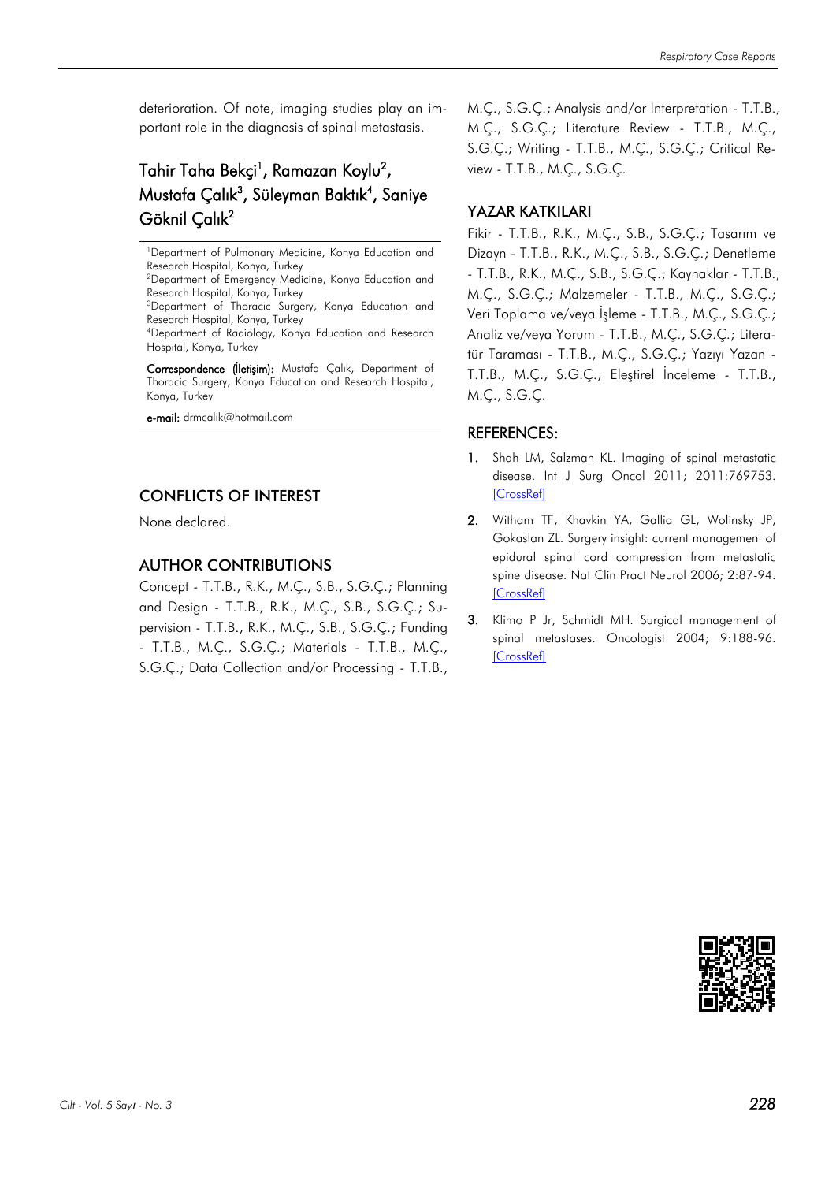deterioration. Of note, imaging studies play an important role in the diagnosis of spinal metastasis.

## Tahir Taha Bekçi[1], Ramazan Koylu[2], Mustafa Çalık[3], Süleyman Baktık[4], Saniye Göknil Çalık[2]

[1]Department of Pulmonary Medicine, Konya Education and Research Hospital, Konya, Turkey
[2]Department of Emergency Medicine, Konya Education and Research Hospital, Konya, Turkey
[3]Department of Thoracic Surgery, Konya Education and Research Hospital, Konya, Turkey
[4]Department of Radiology, Konya Education and Research Hospital, Konya, Turkey

**Correspondence (İletişim):** Mustafa Çalık, Department of Thoracic Surgery, Konya Education and Research Hospital, Konya, Turkey

**e-mail:** drmcalik@hotmail.com

## CONFLICTS OF INTEREST

None declared.

## AUTHOR CONTRIBUTIONS

Concept - T.T.B., R.K., M.Ç., S.B., S.G.Ç.; Planning and Design - T.T.B., R.K., M.Ç., S.B., S.G.Ç.; Supervision - T.T.B., R.K., M.Ç., S.B., S.G.Ç.; Funding - T.T.B., M.Ç., S.G.Ç.; Materials - T.T.B., M.Ç., S.G.Ç.; Data Collection and/or Processing - T.T.B., M.Ç., S.G.Ç.; Analysis and/or Interpretation - T.T.B., M.Ç., S.G.Ç.; Literature Review - T.T.B., M.Ç., S.G.Ç.; Writing - T.T.B., M.Ç., S.G.Ç.; Critical Review - T.T.B., M.Ç., S.G.Ç.

## YAZAR KATKILARI

Fikir - T.T.B., R.K., M.Ç., S.B., S.G.Ç.; Tasarım ve Dizayn - T.T.B., R.K., M.Ç., S.B., S.G.Ç.; Denetleme - T.T.B., R.K., M.Ç., S.B., S.G.Ç.; Kaynaklar - T.T.B., M.Ç., S.G.Ç.; Malzemeler - T.T.B., M.Ç., S.G.Ç.; Veri Toplama ve/veya İşleme - T.T.B., M.Ç., S.G.Ç.; Analiz ve/veya Yorum - T.T.B., M.Ç., S.G.Ç.; Literatür Taraması - T.T.B., M.Ç., S.G.Ç.; Yazıyı Yazan - T.T.B., M.Ç., S.G.Ç.; Eleştirel İnceleme - T.T.B., M.Ç., S.G.Ç.

## REFERENCES:

1. Shah LM, Salzman KL. Imaging of spinal metastatic disease. Int J Surg Oncol 2011; 2011:769753. [CrossRef]
2. Witham TF, Khavkin YA, Gallia GL, Wolinsky JP, Gokaslan ZL. Surgery insight: current management of epidural spinal cord compression from metastatic spine disease. Nat Clin Pract Neurol 2006; 2:87-94. [CrossRef]
3. Klimo P Jr, Schmidt MH. Surgical management of spinal metastases. Oncologist 2004; 9:188-96. [CrossRef]